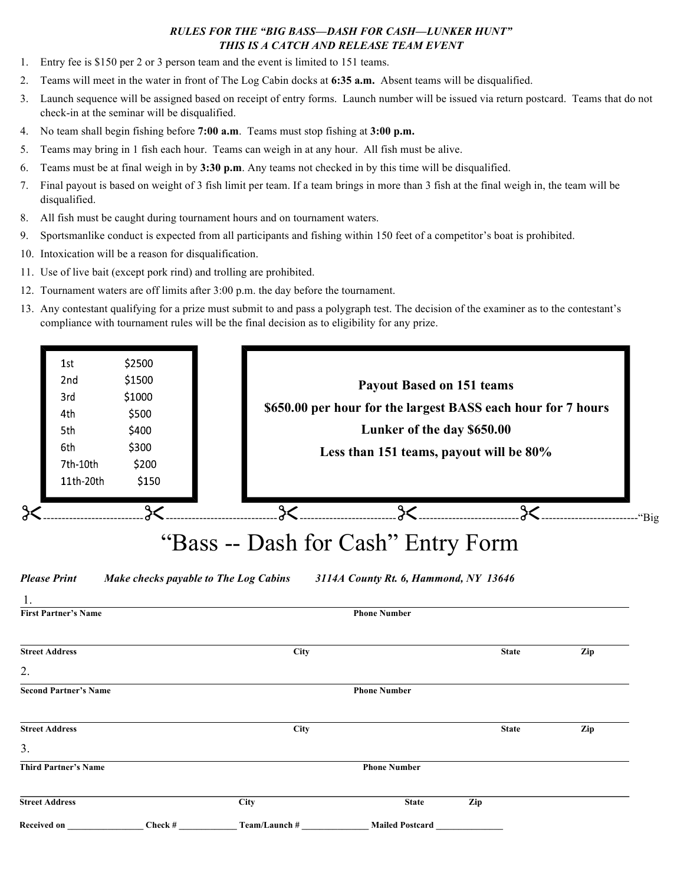***RULES FOR THE "BIG BASS—DASH FOR CASH—LUNKER HUNT"***
***THIS IS A CATCH AND RELEASE TEAM EVENT***

1. Entry fee is $150 per 2 or 3 person team and the event is limited to 151 teams.
2. Teams will meet in the water in front of The Log Cabin docks at **6:35 a.m.** Absent teams will be disqualified.
3. Launch sequence will be assigned based on receipt of entry forms. Launch number will be issued via return postcard. Teams that do not check-in at the seminar will be disqualified.
4. No team shall begin fishing before **7:00 a.m**. Teams must stop fishing at **3:00 p.m.**
5. Teams may bring in 1 fish each hour. Teams can weigh in at any hour. All fish must be alive.
6. Teams must be at final weigh in by **3:30 p.m**. Any teams not checked in by this time will be disqualified.
7. Final payout is based on weight of 3 fish limit per team. If a team brings in more than 3 fish at the final weigh in, the team will be disqualified.
8. All fish must be caught during tournament hours and on tournament waters.
9. Sportsmanlike conduct is expected from all participants and fishing within 150 feet of a competitor's boat is prohibited.
10. Intoxication will be a reason for disqualification.
11. Use of live bait (except pork rind) and trolling are prohibited.
12. Tournament waters are off limits after 3:00 p.m. the day before the tournament.
13. Any contestant qualifying for a prize must submit to and pass a polygraph test. The decision of the examiner as to the contestant's compliance with tournament rules will be the final decision as to eligibility for any prize.

| Place | Prize |
|---|---|
| 1st | $2500 |
| 2nd | $1500 |
| 3rd | $1000 |
| 4th | $500 |
| 5th | $400 |
| 6th | $300 |
| 7th-10th | $200 |
| 11th-20th | $150 |

**Payout Based on 151 teams**

**$650.00 per hour for the largest BASS each hour for 7 hours**

**Lunker of the day $650.00**

**Less than 151 teams, payout will be 80%**

"Big

# "Bass -- Dash for Cash" Entry Form

***Please Print*** ***Make checks payable to The Log Cabins*** ***3114A County Rt. 6, Hammond, NY 13646***

1.

**First Partner's Name** **Phone Number**

**Street Address** **City** **State** **Zip**

2.

**Second Partner's Name** **Phone Number**

**Street Address** **City** **State** **Zip**

3.

**Third Partner's Name** **Phone Number**

**Street Address** **City** **State** **Zip**

**Received on** _________________ **Check #** _____________ **Team/Launch #** _______________ **Mailed Postcard** _______________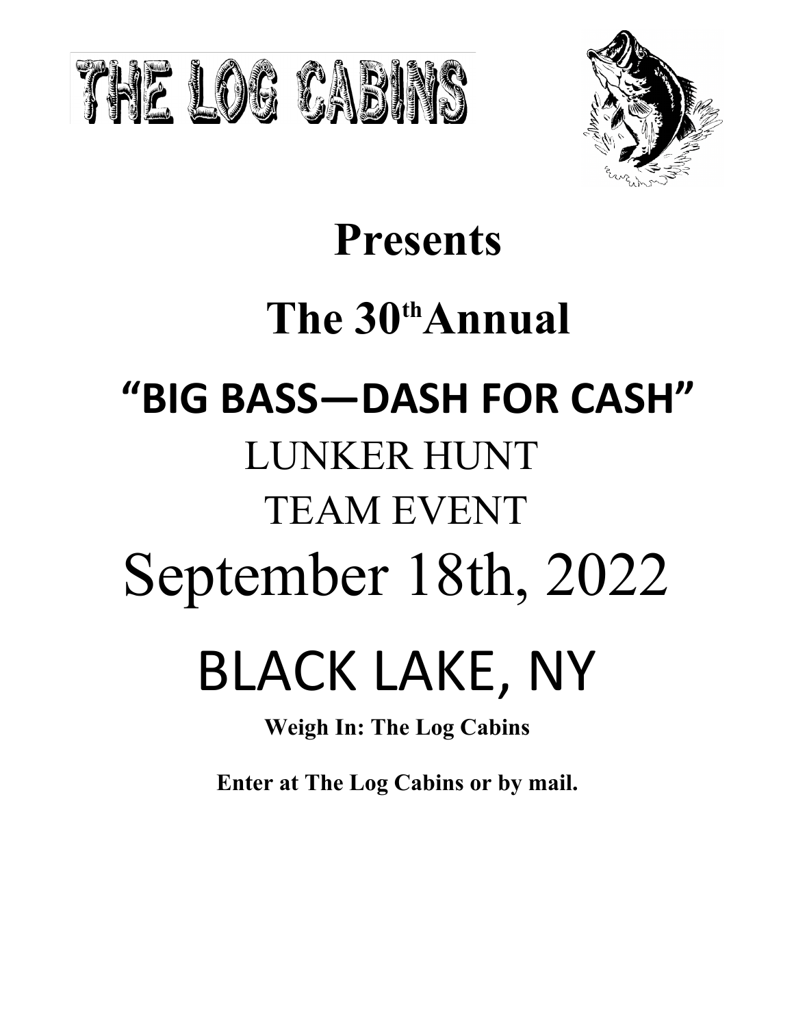# THE LOG CABINS

## Presents

## The 30th Annual

# "BIG BASS—DASH FOR CASH"

## LUNKER HUNT

## TEAM EVENT

# September 18th, 2022

# BLACK LAKE, NY

**Weigh In: The Log Cabins**

**Enter at The Log Cabins or by mail.**